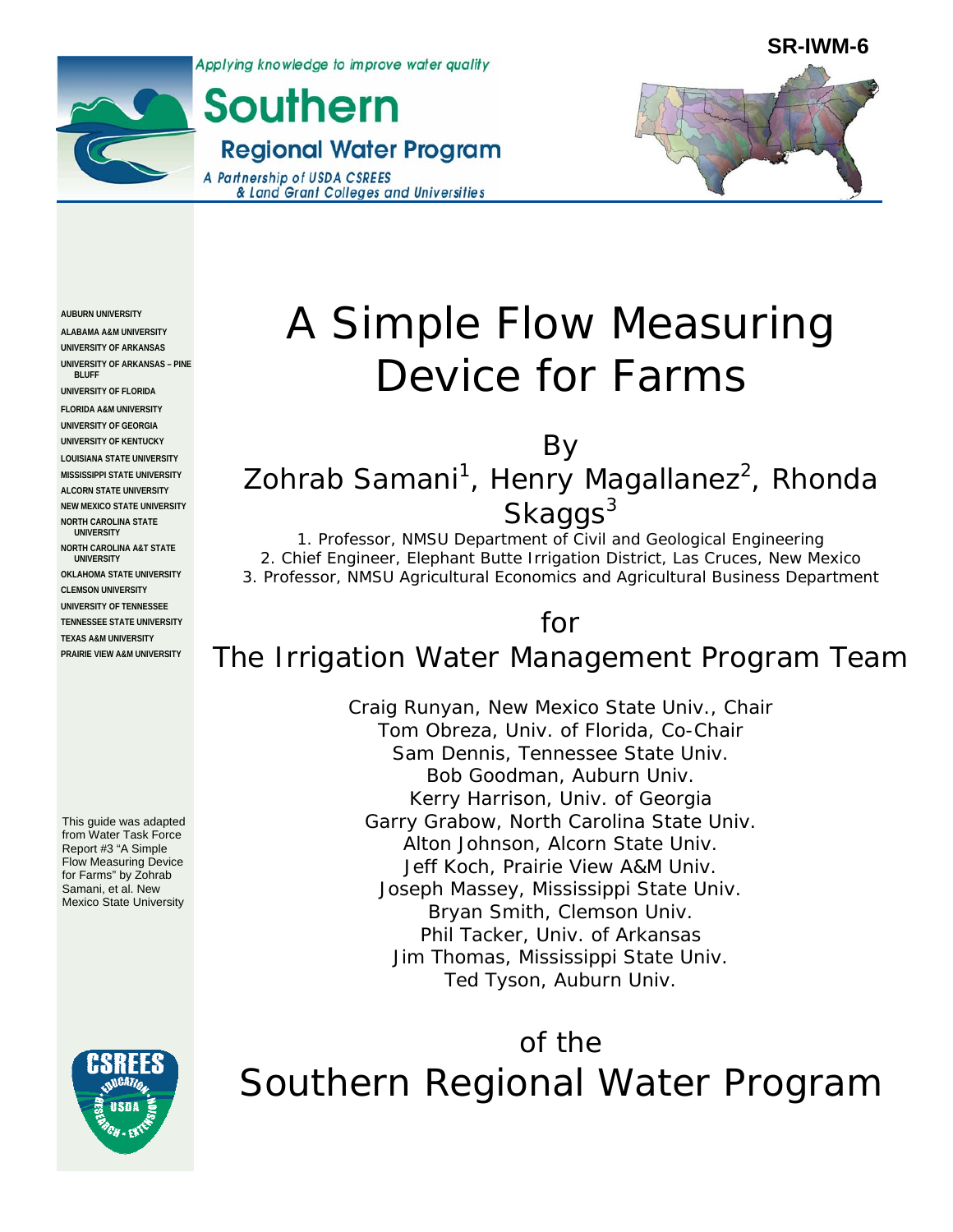SR-IWM-6

Applying knowledge to improve water quality

**Southern Regional Water Program**

*A Partnership of USDA CSREES & Land Grant Colleges and Universities*

AUBURN UNIVERSITY
ALABAMA A&M UNIVERSITY
UNIVERSITY OF ARKANSAS
UNIVERSITY OF ARKANSAS – PINE BLUFF
UNIVERSITY OF FLORIDA
FLORIDA A&M UNIVERSITY
UNIVERSITY OF GEORGIA
UNIVERSITY OF KENTUCKY
LOUISIANA STATE UNIVERSITY
MISSISSIPPI STATE UNIVERSITY
ALCORN STATE UNIVERSITY
NEW MEXICO STATE UNIVERSITY
NORTH CAROLINA STATE UNIVERSITY
NORTH CAROLINA A&T STATE UNIVERSITY
OKLAHOMA STATE UNIVERSITY
CLEMSON UNIVERSITY
UNIVERSITY OF TENNESSEE
TENNESSEE STATE UNIVERSITY
TEXAS A&M UNIVERSITY
PRAIRIE VIEW A&M UNIVERSITY

This guide was adapted from Water Task Force Report #3 "A Simple Flow Measuring Device for Farms" by Zohrab Samani, et al. New Mexico State University

# A Simple Flow Measuring Device for Farms

By

Zohrab Samani[1], Henry Magallanez[2], Rhonda Skaggs[3]

1. Professor, NMSU Department of Civil and Geological Engineering
2. Chief Engineer, Elephant Butte Irrigation District, Las Cruces, New Mexico
3. Professor, NMSU Agricultural Economics and Agricultural Business Department

for

## The Irrigation Water Management Program Team

Craig Runyan, New Mexico State Univ., Chair
Tom Obreza, Univ. of Florida, Co-Chair
Sam Dennis, Tennessee State Univ.
Bob Goodman, Auburn Univ.
Kerry Harrison, Univ. of Georgia
Garry Grabow, North Carolina State Univ.
Alton Johnson, Alcorn State Univ.
Jeff Koch, Prairie View A&M Univ.
Joseph Massey, Mississippi State Univ.
Bryan Smith, Clemson Univ.
Phil Tacker, Univ. of Arkansas
Jim Thomas, Mississippi State Univ.
Ted Tyson, Auburn Univ.

of the

## Southern Regional Water Program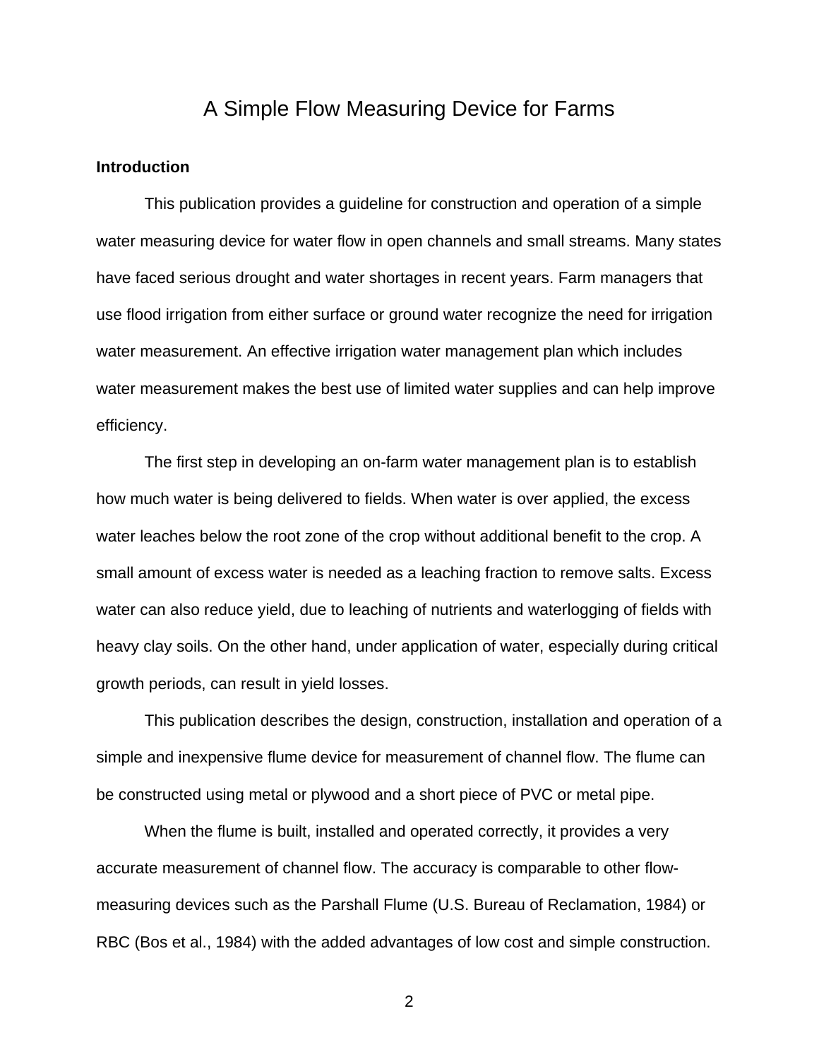# A Simple Flow Measuring Device for Farms

**Introduction**

This publication provides a guideline for construction and operation of a simple water measuring device for water flow in open channels and small streams. Many states have faced serious drought and water shortages in recent years. Farm managers that use flood irrigation from either surface or ground water recognize the need for irrigation water measurement. An effective irrigation water management plan which includes water measurement makes the best use of limited water supplies and can help improve efficiency.

The first step in developing an on-farm water management plan is to establish how much water is being delivered to fields. When water is over applied, the excess water leaches below the root zone of the crop without additional benefit to the crop. A small amount of excess water is needed as a leaching fraction to remove salts. Excess water can also reduce yield, due to leaching of nutrients and waterlogging of fields with heavy clay soils. On the other hand, under application of water, especially during critical growth periods, can result in yield losses.

This publication describes the design, construction, installation and operation of a simple and inexpensive flume device for measurement of channel flow. The flume can be constructed using metal or plywood and a short piece of PVC or metal pipe.

When the flume is built, installed and operated correctly, it provides a very accurate measurement of channel flow. The accuracy is comparable to other flow-measuring devices such as the Parshall Flume (U.S. Bureau of Reclamation, 1984) or RBC (Bos et al., 1984) with the added advantages of low cost and simple construction.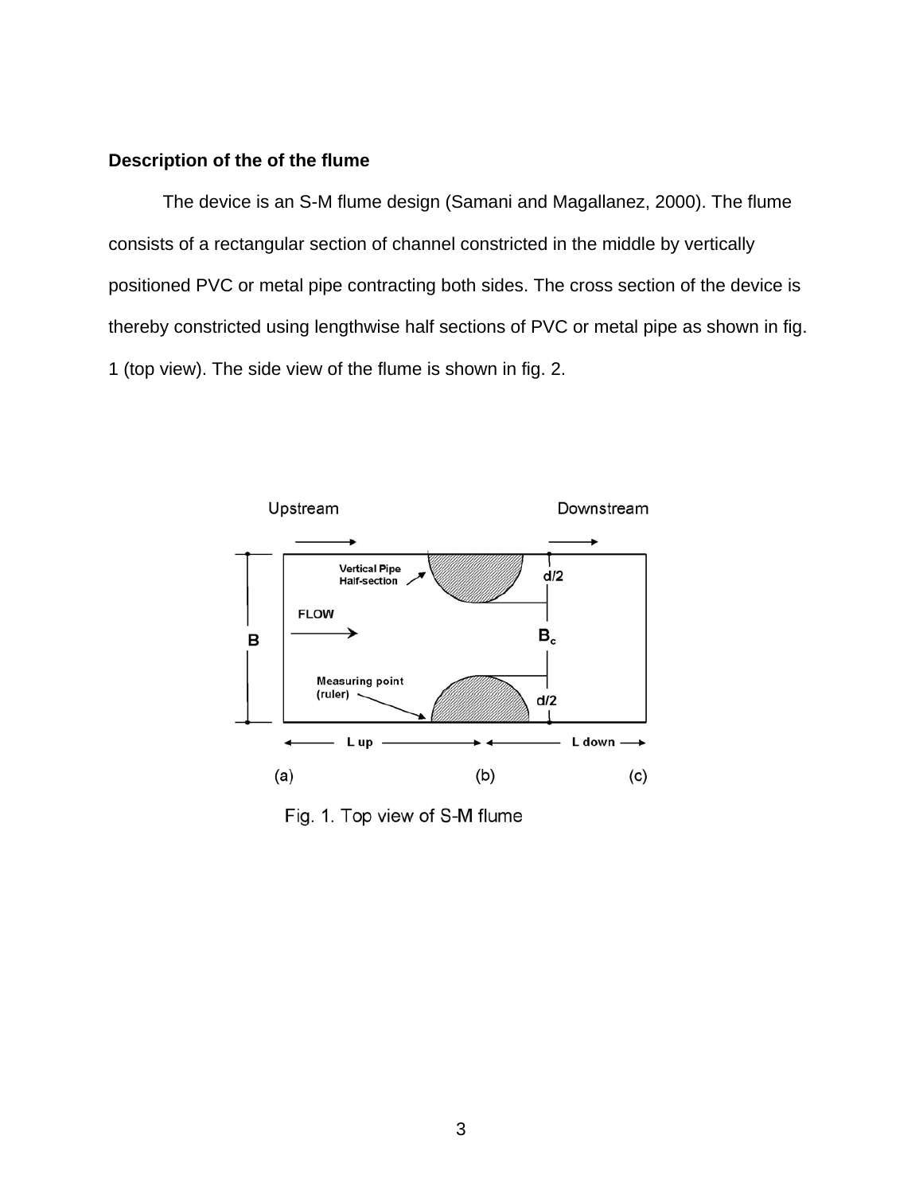**Description of the of the flume**

The device is an S-M flume design (Samani and Magallanez, 2000). The flume consists of a rectangular section of channel constricted in the middle by vertically positioned PVC or metal pipe contracting both sides. The cross section of the device is thereby constricted using lengthwise half sections of PVC or metal pipe as shown in fig. 1 (top view). The side view of the flume is shown in fig. 2.

Fig. 1. Top view of S-M flume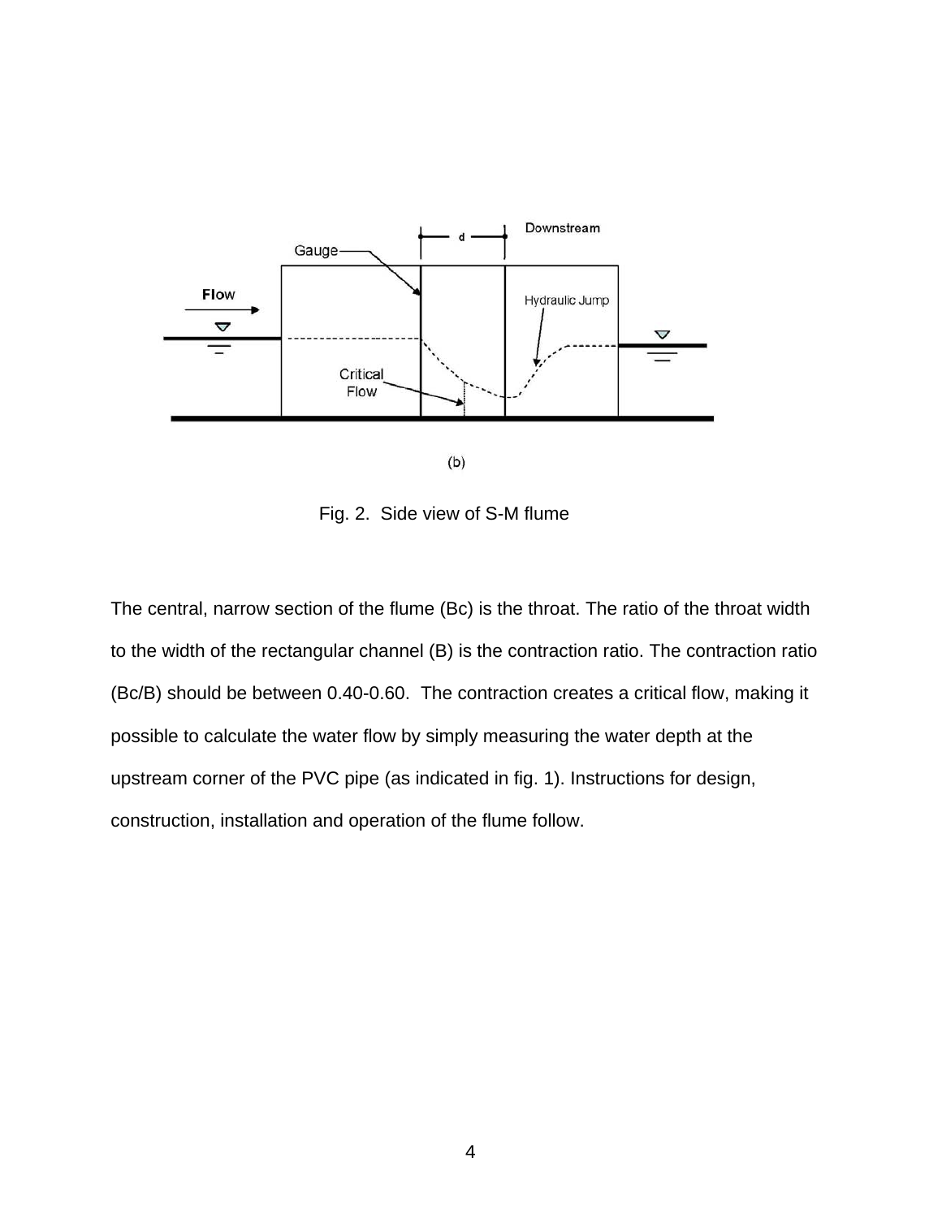(b)

Fig. 2. Side view of S-M flume

The central, narrow section of the flume (Bc) is the throat. The ratio of the throat width to the width of the rectangular channel (B) is the contraction ratio. The contraction ratio (Bc/B) should be between 0.40-0.60. The contraction creates a critical flow, making it possible to calculate the water flow by simply measuring the water depth at the upstream corner of the PVC pipe (as indicated in fig. 1). Instructions for design, construction, installation and operation of the flume follow.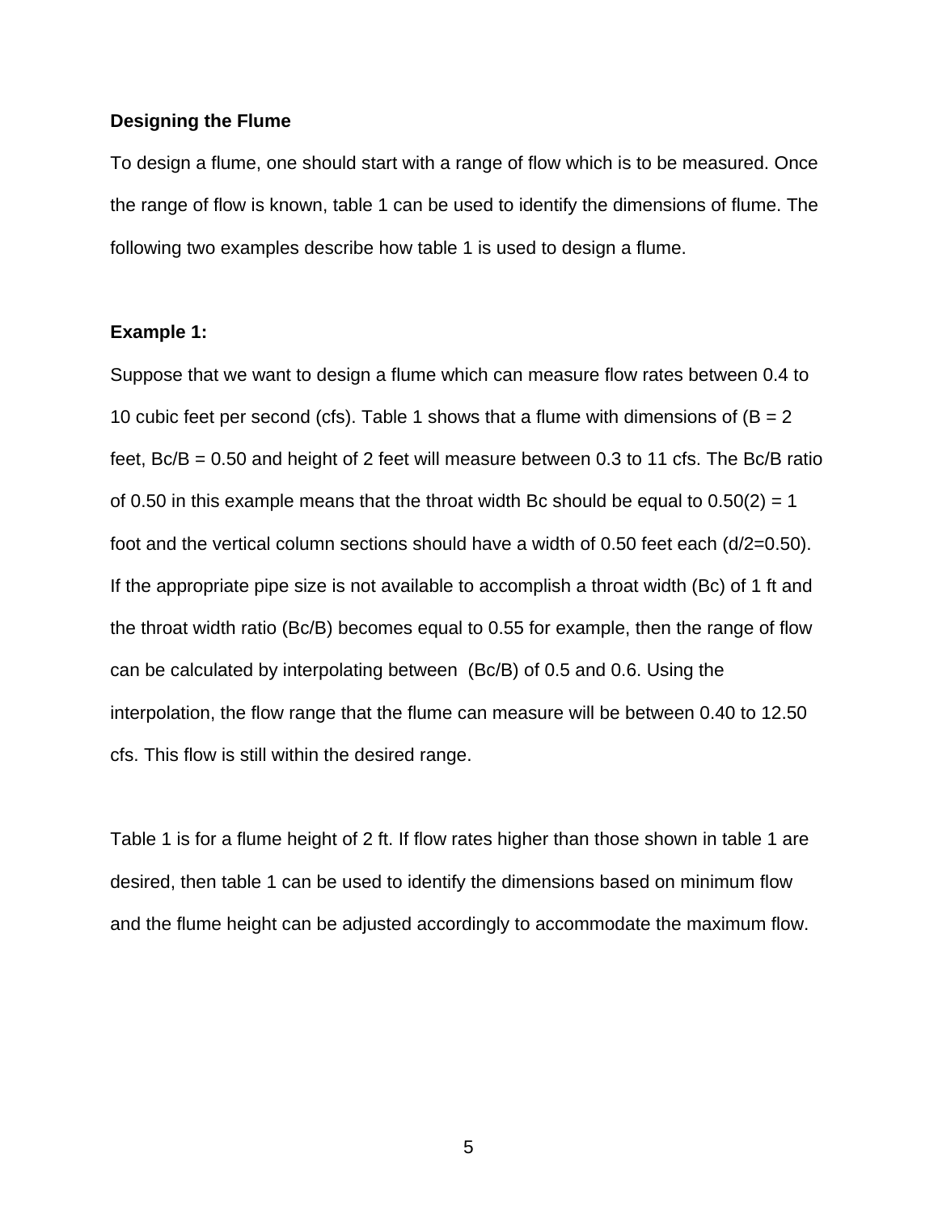## Designing the Flume

To design a flume, one should start with a range of flow which is to be measured. Once the range of flow is known, table 1 can be used to identify the dimensions of flume. The following two examples describe how table 1 is used to design a flume.

### Example 1:

Suppose that we want to design a flume which can measure flow rates between 0.4 to 10 cubic feet per second (cfs). Table 1 shows that a flume with dimensions of (B = 2 feet, Bc/B = 0.50 and height of 2 feet will measure between 0.3 to 11 cfs. The Bc/B ratio of 0.50 in this example means that the throat width Bc should be equal to 0.50(2) = 1 foot and the vertical column sections should have a width of 0.50 feet each (d/2=0.50). If the appropriate pipe size is not available to accomplish a throat width (Bc) of 1 ft and the throat width ratio (Bc/B) becomes equal to 0.55 for example, then the range of flow can be calculated by interpolating between (Bc/B) of 0.5 and 0.6. Using the interpolation, the flow range that the flume can measure will be between 0.40 to 12.50 cfs. This flow is still within the desired range.

Table 1 is for a flume height of 2 ft. If flow rates higher than those shown in table 1 are desired, then table 1 can be used to identify the dimensions based on minimum flow and the flume height can be adjusted accordingly to accommodate the maximum flow.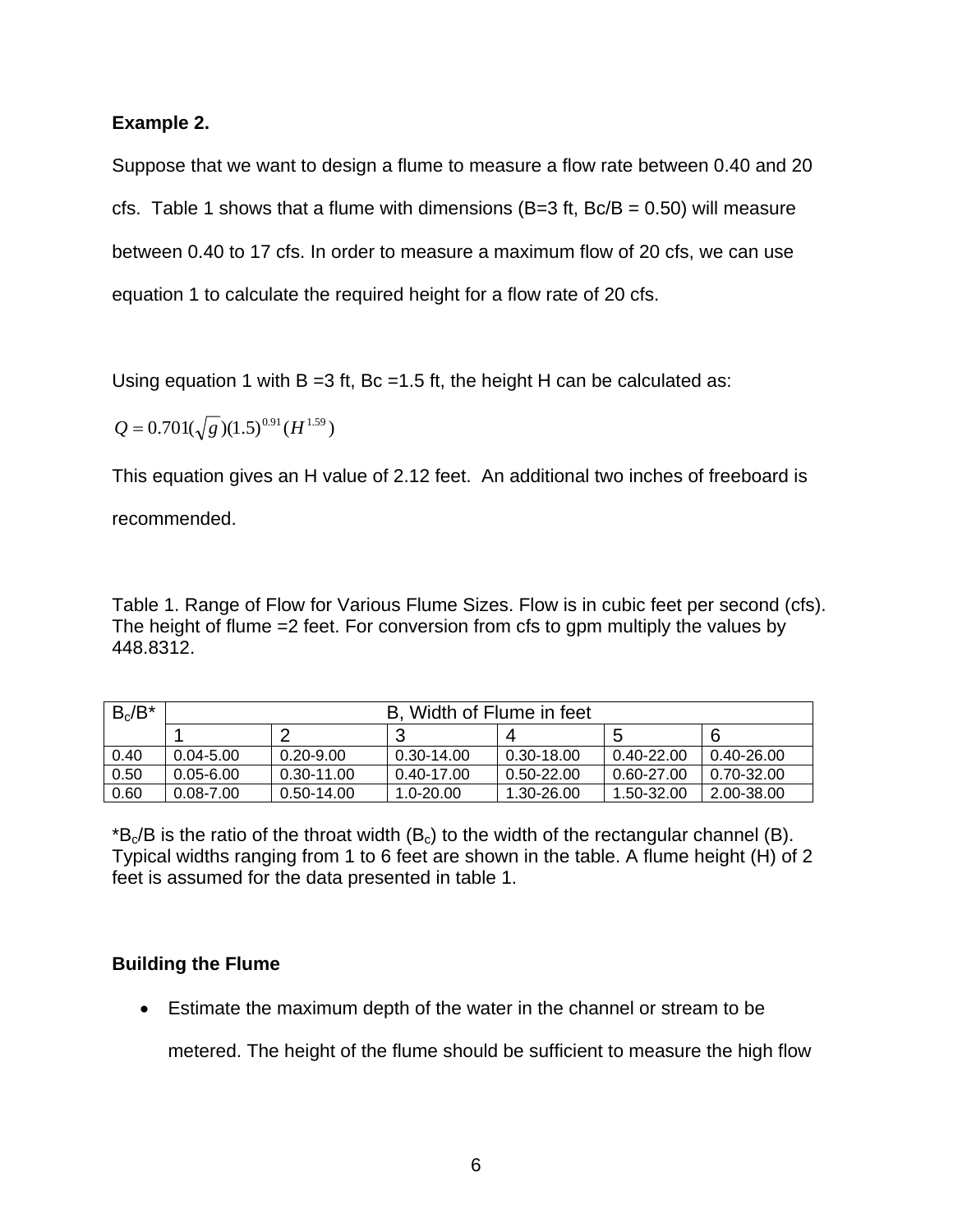**Example 2.**

Suppose that we want to design a flume to measure a flow rate between 0.40 and 20 cfs. Table 1 shows that a flume with dimensions (B=3 ft, Bc/B = 0.50) will measure between 0.40 to 17 cfs. In order to measure a maximum flow of 20 cfs, we can use equation 1 to calculate the required height for a flow rate of 20 cfs.

Using equation 1 with B =3 ft, Bc =1.5 ft, the height H can be calculated as:

$$Q = 0.701(\sqrt{g})(1.5)^{0.91}(H^{1.59})$$

This equation gives an H value of 2.12 feet. An additional two inches of freeboard is recommended.

Table 1. Range of Flow for Various Flume Sizes. Flow is in cubic feet per second (cfs). The height of flume =2 feet. For conversion from cfs to gpm multiply the values by 448.8312.

| $B_c/B$* | B, Width of Flume in feet | | | | | |
|---|---|---|---|---|---|---|
| | 1 | 2 | 3 | 4 | 5 | 6 |
| 0.40 | 0.04-5.00 | 0.20-9.00 | 0.30-14.00 | 0.30-18.00 | 0.40-22.00 | 0.40-26.00 |
| 0.50 | 0.05-6.00 | 0.30-11.00 | 0.40-17.00 | 0.50-22.00 | 0.60-27.00 | 0.70-32.00 |
| 0.60 | 0.08-7.00 | 0.50-14.00 | 1.0-20.00 | 1.30-26.00 | 1.50-32.00 | 2.00-38.00 |

*$B_c/B$ is the ratio of the throat width ($B_c$) to the width of the rectangular channel (B). Typical widths ranging from 1 to 6 feet are shown in the table. A flume height (H) of 2 feet is assumed for the data presented in table 1.

**Building the Flume**

- Estimate the maximum depth of the water in the channel or stream to be metered. The height of the flume should be sufficient to measure the high flow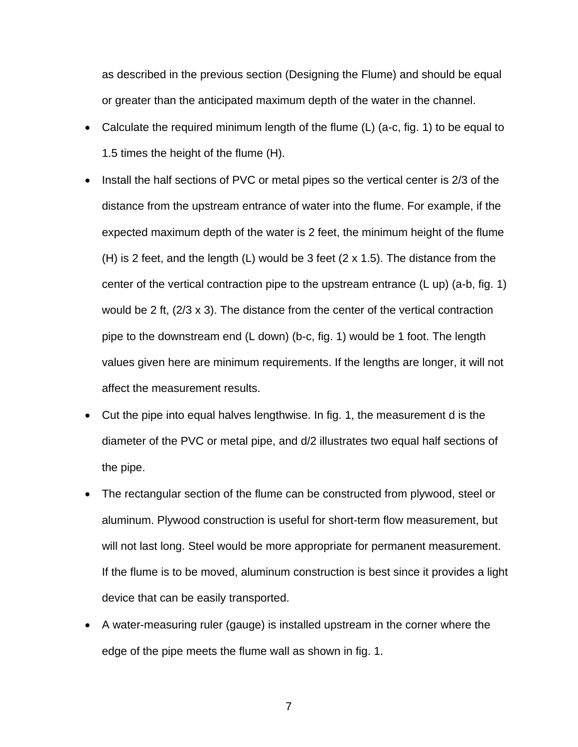as described in the previous section (Designing the Flume) and should be equal or greater than the anticipated maximum depth of the water in the channel.

- Calculate the required minimum length of the flume (L) (a-c, fig. 1) to be equal to 1.5 times the height of the flume (H).
- Install the half sections of PVC or metal pipes so the vertical center is 2/3 of the distance from the upstream entrance of water into the flume. For example, if the expected maximum depth of the water is 2 feet, the minimum height of the flume (H) is 2 feet, and the length (L) would be 3 feet (2 x 1.5). The distance from the center of the vertical contraction pipe to the upstream entrance (L up) (a-b, fig. 1) would be 2 ft, (2/3 x 3). The distance from the center of the vertical contraction pipe to the downstream end (L down) (b-c, fig. 1) would be 1 foot. The length values given here are minimum requirements. If the lengths are longer, it will not affect the measurement results.
- Cut the pipe into equal halves lengthwise. In fig. 1, the measurement d is the diameter of the PVC or metal pipe, and d/2 illustrates two equal half sections of the pipe.
- The rectangular section of the flume can be constructed from plywood, steel or aluminum. Plywood construction is useful for short-term flow measurement, but will not last long. Steel would be more appropriate for permanent measurement. If the flume is to be moved, aluminum construction is best since it provides a light device that can be easily transported.
- A water-measuring ruler (gauge) is installed upstream in the corner where the edge of the pipe meets the flume wall as shown in fig. 1.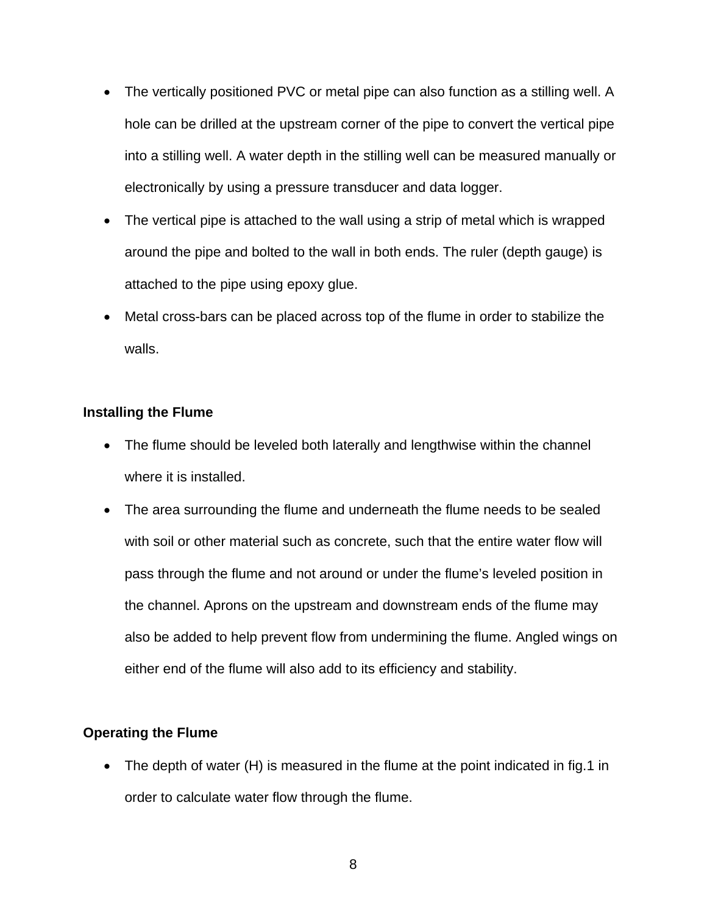- The vertically positioned PVC or metal pipe can also function as a stilling well. A hole can be drilled at the upstream corner of the pipe to convert the vertical pipe into a stilling well. A water depth in the stilling well can be measured manually or electronically by using a pressure transducer and data logger.
- The vertical pipe is attached to the wall using a strip of metal which is wrapped around the pipe and bolted to the wall in both ends. The ruler (depth gauge) is attached to the pipe using epoxy glue.
- Metal cross-bars can be placed across top of the flume in order to stabilize the walls.

**Installing the Flume**

- The flume should be leveled both laterally and lengthwise within the channel where it is installed.
- The area surrounding the flume and underneath the flume needs to be sealed with soil or other material such as concrete, such that the entire water flow will pass through the flume and not around or under the flume's leveled position in the channel. Aprons on the upstream and downstream ends of the flume may also be added to help prevent flow from undermining the flume. Angled wings on either end of the flume will also add to its efficiency and stability.

**Operating the Flume**

- The depth of water (H) is measured in the flume at the point indicated in fig.1 in order to calculate water flow through the flume.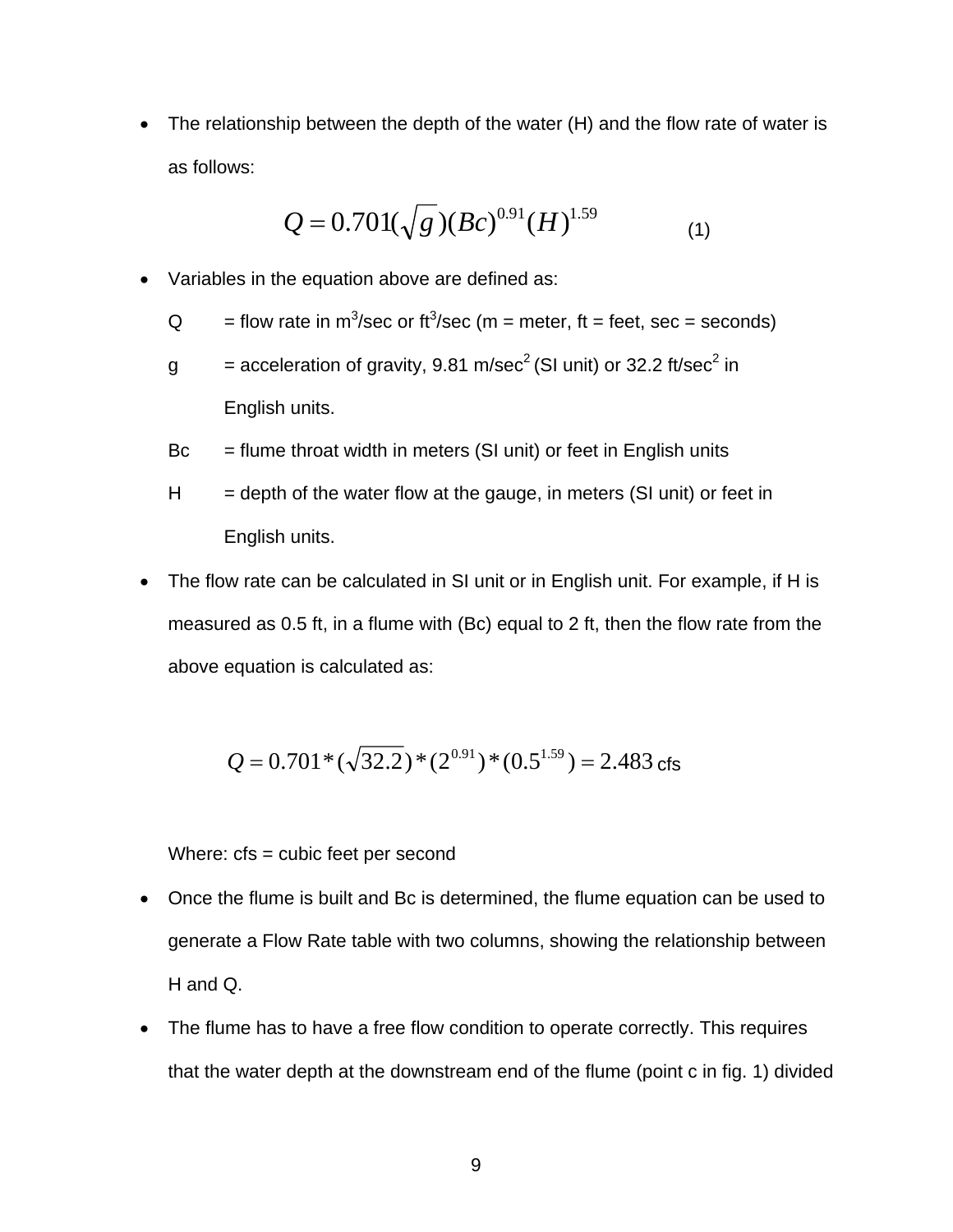- The relationship between the depth of the water (H) and the flow rate of water is as follows:

$$Q = 0.701(\sqrt{g})(Bc)^{0.91}(H)^{1.59} \qquad (1)$$

- Variables in the equation above are defined as:

  Q = flow rate in $m^3$/sec or $ft^3$/sec (m = meter, ft = feet, sec = seconds)

  g = acceleration of gravity, 9.81 m/$sec^2$ (SI unit) or 32.2 ft/$sec^2$ in English units.

  Bc = flume throat width in meters (SI unit) or feet in English units

  H = depth of the water flow at the gauge, in meters (SI unit) or feet in English units.

- The flow rate can be calculated in SI unit or in English unit. For example, if H is measured as 0.5 ft, in a flume with (Bc) equal to 2 ft, then the flow rate from the above equation is calculated as:

$$Q = 0.701 * (\sqrt{32.2}) * (2^{0.91}) * (0.5^{1.59}) = 2.483 \text{ cfs}$$

  Where: cfs = cubic feet per second

- Once the flume is built and Bc is determined, the flume equation can be used to generate a Flow Rate table with two columns, showing the relationship between H and Q.

- The flume has to have a free flow condition to operate correctly. This requires that the water depth at the downstream end of the flume (point c in fig. 1) divided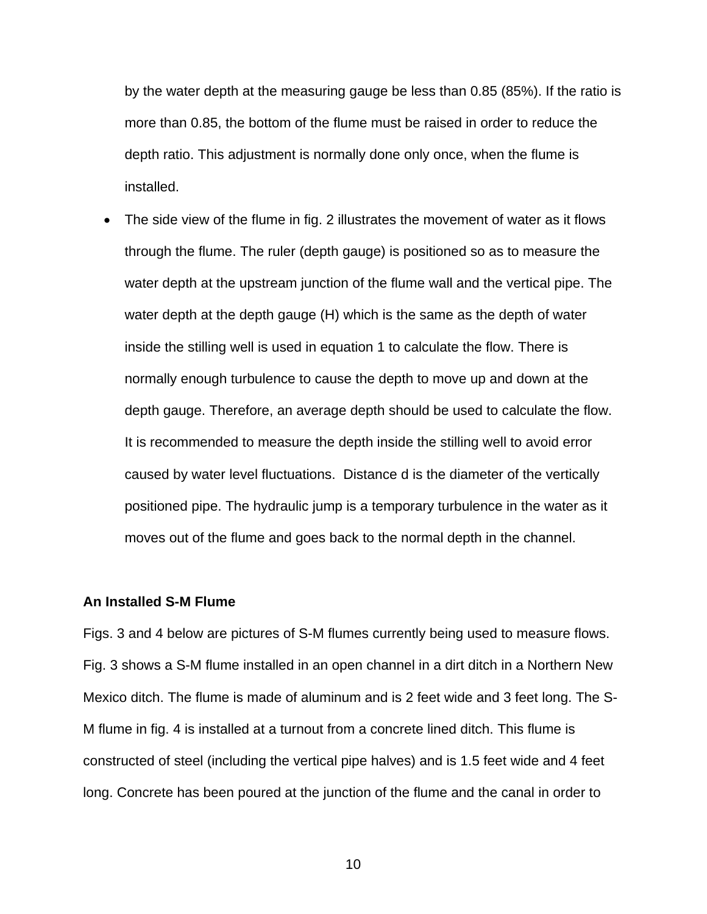by the water depth at the measuring gauge be less than 0.85 (85%). If the ratio is more than 0.85, the bottom of the flume must be raised in order to reduce the depth ratio. This adjustment is normally done only once, when the flume is installed.

- The side view of the flume in fig. 2 illustrates the movement of water as it flows through the flume. The ruler (depth gauge) is positioned so as to measure the water depth at the upstream junction of the flume wall and the vertical pipe. The water depth at the depth gauge (H) which is the same as the depth of water inside the stilling well is used in equation 1 to calculate the flow. There is normally enough turbulence to cause the depth to move up and down at the depth gauge. Therefore, an average depth should be used to calculate the flow. It is recommended to measure the depth inside the stilling well to avoid error caused by water level fluctuations. Distance d is the diameter of the vertically positioned pipe. The hydraulic jump is a temporary turbulence in the water as it moves out of the flume and goes back to the normal depth in the channel.

**An Installed S-M Flume**

Figs. 3 and 4 below are pictures of S-M flumes currently being used to measure flows. Fig. 3 shows a S-M flume installed in an open channel in a dirt ditch in a Northern New Mexico ditch. The flume is made of aluminum and is 2 feet wide and 3 feet long. The S-M flume in fig. 4 is installed at a turnout from a concrete lined ditch. This flume is constructed of steel (including the vertical pipe halves) and is 1.5 feet wide and 4 feet long. Concrete has been poured at the junction of the flume and the canal in order to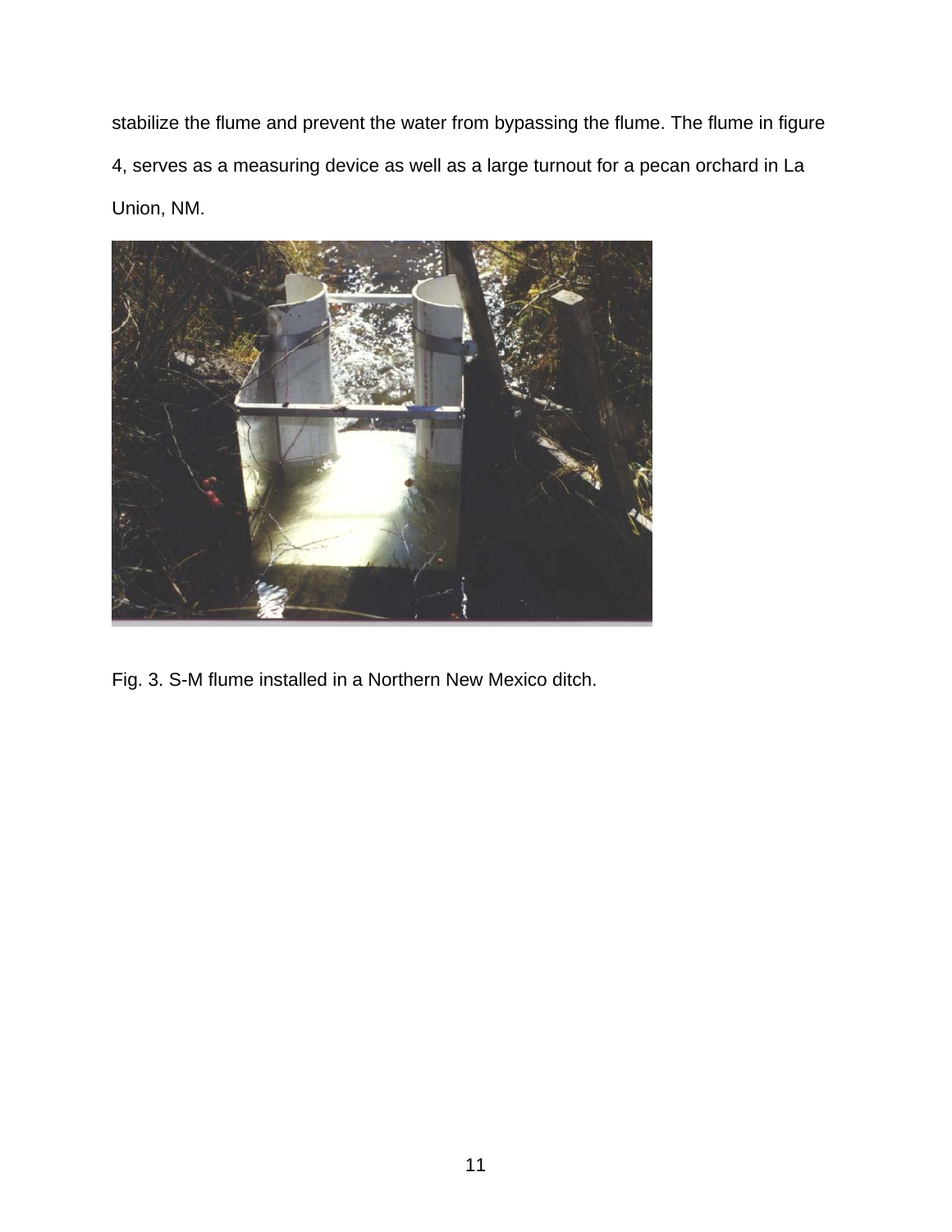stabilize the flume and prevent the water from bypassing the flume. The flume in figure 4, serves as a measuring device as well as a large turnout for a pecan orchard in La Union, NM.

Fig. 3. S-M flume installed in a Northern New Mexico ditch.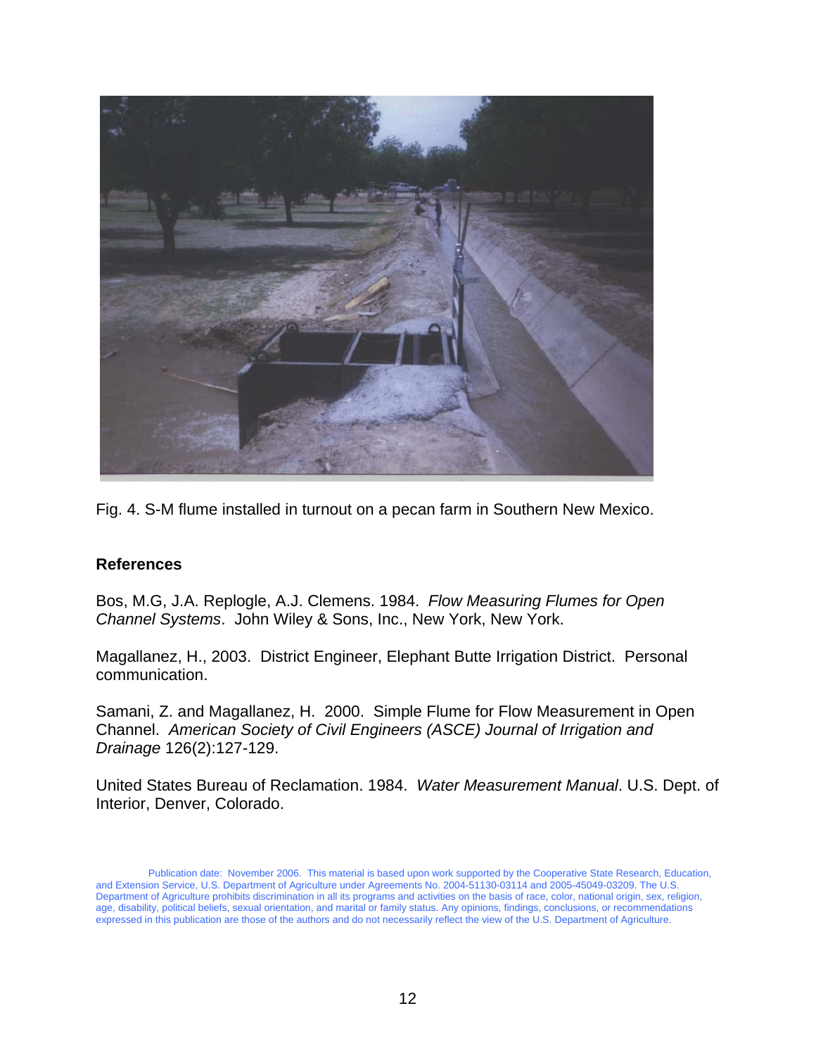Fig. 4. S-M flume installed in turnout on a pecan farm in Southern New Mexico.

## References

Bos, M.G, J.A. Replogle, A.J. Clemens. 1984. *Flow Measuring Flumes for Open Channel Systems*. John Wiley & Sons, Inc., New York, New York.

Magallanez, H., 2003. District Engineer, Elephant Butte Irrigation District. Personal communication.

Samani, Z. and Magallanez, H. 2000. Simple Flume for Flow Measurement in Open Channel. *American Society of Civil Engineers (ASCE) Journal of Irrigation and Drainage* 126(2):127-129.

United States Bureau of Reclamation. 1984. *Water Measurement Manual*. U.S. Dept. of Interior, Denver, Colorado.

Publication date: November 2006. This material is based upon work supported by the Cooperative State Research, Education, and Extension Service, U.S. Department of Agriculture under Agreements No. 2004-51130-03114 and 2005-45049-03209. The U.S. Department of Agriculture prohibits discrimination in all its programs and activities on the basis of race, color, national origin, sex, religion, age, disability, political beliefs, sexual orientation, and marital or family status. Any opinions, findings, conclusions, or recommendations expressed in this publication are those of the authors and do not necessarily reflect the view of the U.S. Department of Agriculture.